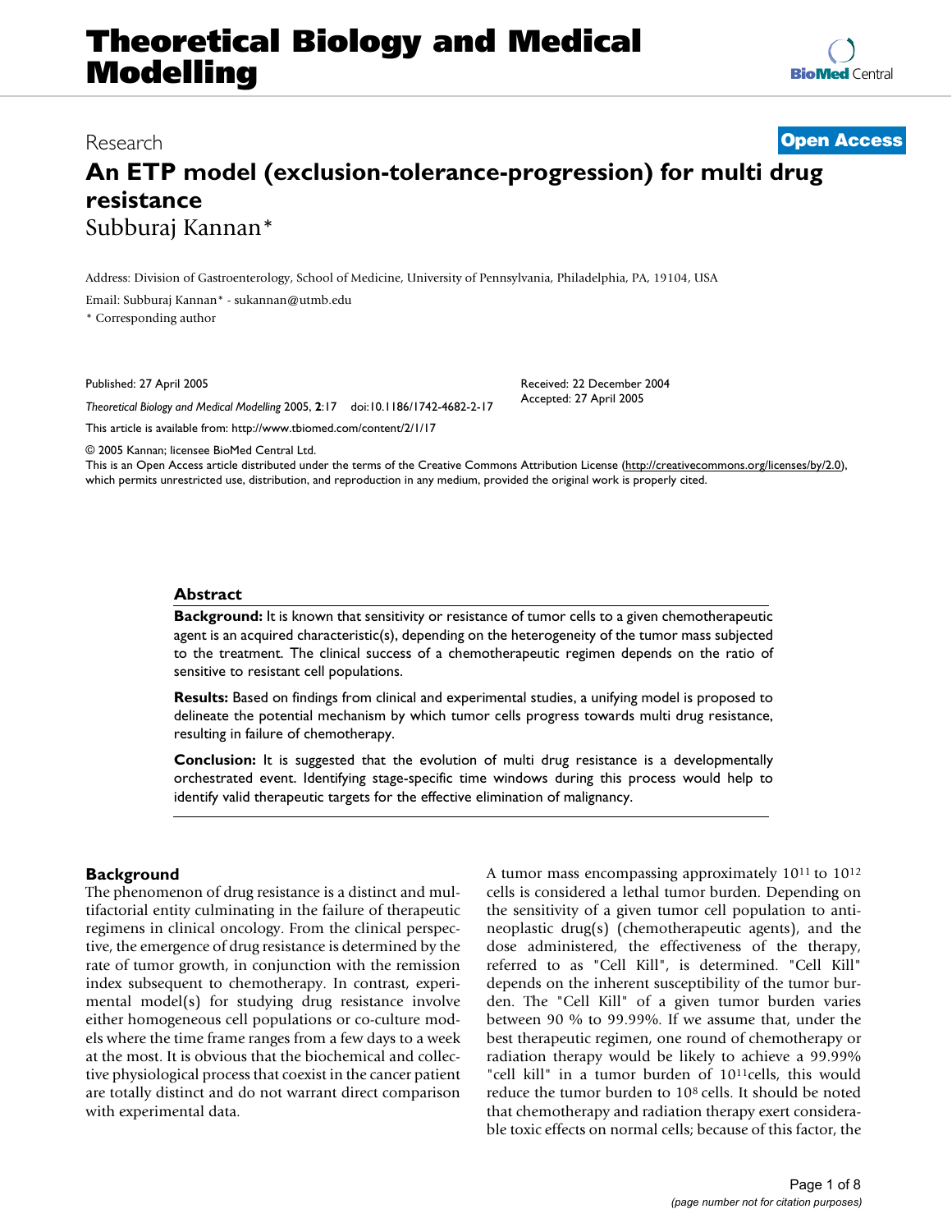# Theoretical Biology and Medical Modelling

Research **Open Access**

## An ETP model (exclusion-tolerance-progression) for multi drug resistance

Subburaj Kannan*

Address: Division of Gastroenterology, School of Medicine, University of Pennsylvania, Philadelphia, PA, 19104, USA

Email: Subburaj Kannan* - sukannan@utmb.edu

\* Corresponding author

Published: 27 April 2005

*Theoretical Biology and Medical Modelling* 2005, **2**:17 doi:10.1186/1742-4682-2-17

Received: 22 December 2004
Accepted: 27 April 2005

This article is available from: http://www.tbiomed.com/content/2/1/17

© 2005 Kannan; licensee BioMed Central Ltd.
This is an Open Access article distributed under the terms of the Creative Commons Attribution License (http://creativecommons.org/licenses/by/2.0), which permits unrestricted use, distribution, and reproduction in any medium, provided the original work is properly cited.

### Abstract

**Background:** It is known that sensitivity or resistance of tumor cells to a given chemotherapeutic agent is an acquired characteristic(s), depending on the heterogeneity of the tumor mass subjected to the treatment. The clinical success of a chemotherapeutic regimen depends on the ratio of sensitive to resistant cell populations.

**Results:** Based on findings from clinical and experimental studies, a unifying model is proposed to delineate the potential mechanism by which tumor cells progress towards multi drug resistance, resulting in failure of chemotherapy.

**Conclusion:** It is suggested that the evolution of multi drug resistance is a developmentally orchestrated event. Identifying stage-specific time windows during this process would help to identify valid therapeutic targets for the effective elimination of malignancy.

## Background

The phenomenon of drug resistance is a distinct and multifactorial entity culminating in the failure of therapeutic regimens in clinical oncology. From the clinical perspective, the emergence of drug resistance is determined by the rate of tumor growth, in conjunction with the remission index subsequent to chemotherapy. In contrast, experimental model(s) for studying drug resistance involve either homogeneous cell populations or co-culture models where the time frame ranges from a few days to a week at the most. It is obvious that the biochemical and collective physiological process that coexist in the cancer patient are totally distinct and do not warrant direct comparison with experimental data.

A tumor mass encompassing approximately $10^{11}$ to $10^{12}$ cells is considered a lethal tumor burden. Depending on the sensitivity of a given tumor cell population to antineoplastic drug(s) (chemotherapeutic agents), and the dose administered, the effectiveness of the therapy, referred to as "Cell Kill", is determined. "Cell Kill" depends on the inherent susceptibility of the tumor burden. The "Cell Kill" of a given tumor burden varies between 90 % to 99.99%. If we assume that, under the best therapeutic regimen, one round of chemotherapy or radiation therapy would be likely to achieve a 99.99% "cell kill" in a tumor burden of $10^{11}$cells, this would reduce the tumor burden to $10^{8}$ cells. It should be noted that chemotherapy and radiation therapy exert considerable toxic effects on normal cells; because of this factor, the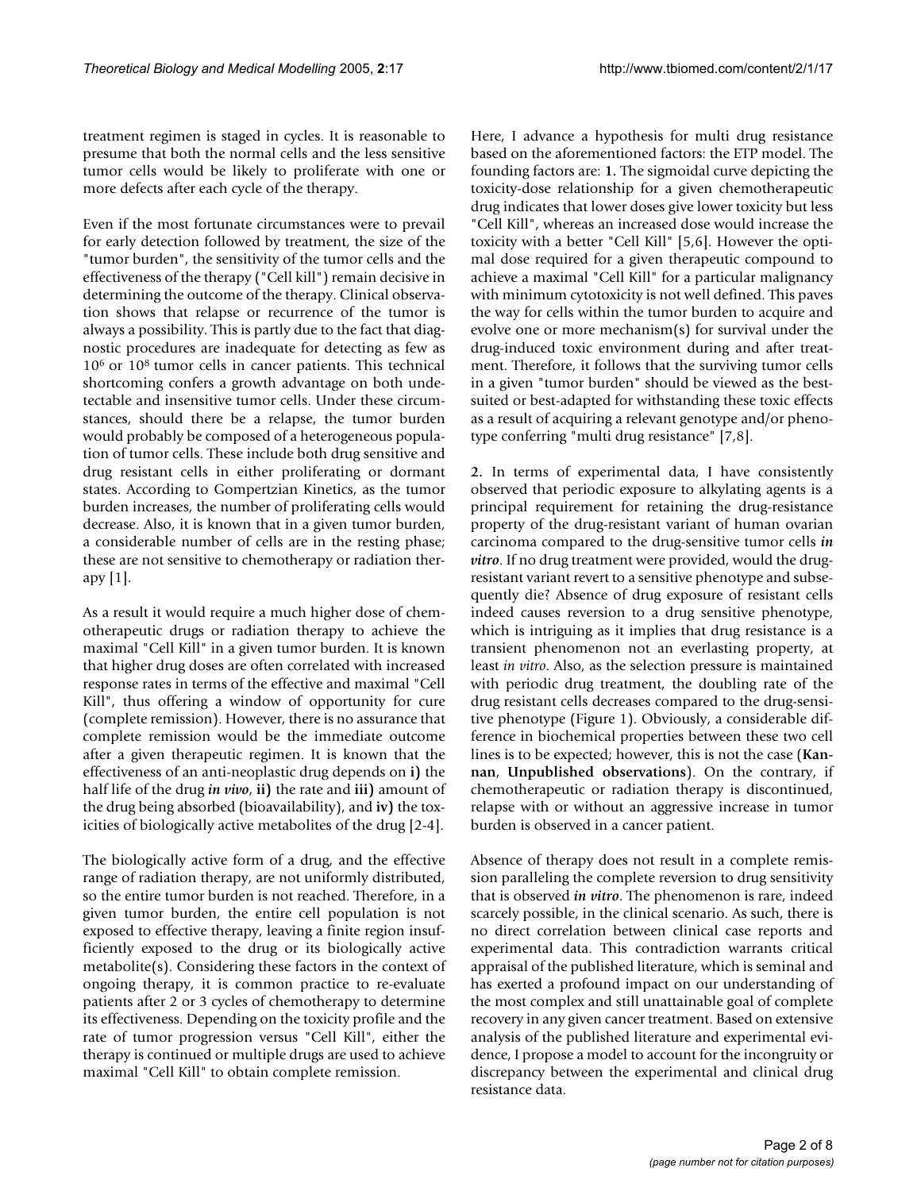treatment regimen is staged in cycles. It is reasonable to presume that both the normal cells and the less sensitive tumor cells would be likely to proliferate with one or more defects after each cycle of the therapy.

Even if the most fortunate circumstances were to prevail for early detection followed by treatment, the size of the "tumor burden", the sensitivity of the tumor cells and the effectiveness of the therapy ("Cell kill") remain decisive in determining the outcome of the therapy. Clinical observation shows that relapse or recurrence of the tumor is always a possibility. This is partly due to the fact that diagnostic procedures are inadequate for detecting as few as $10^6$ or $10^8$ tumor cells in cancer patients. This technical shortcoming confers a growth advantage on both undetectable and insensitive tumor cells. Under these circumstances, should there be a relapse, the tumor burden would probably be composed of a heterogeneous population of tumor cells. These include both drug sensitive and drug resistant cells in either proliferating or dormant states. According to Gompertzian Kinetics, as the tumor burden increases, the number of proliferating cells would decrease. Also, it is known that in a given tumor burden, a considerable number of cells are in the resting phase; these are not sensitive to chemotherapy or radiation therapy [1].

As a result it would require a much higher dose of chemotherapeutic drugs or radiation therapy to achieve the maximal "Cell Kill" in a given tumor burden. It is known that higher drug doses are often correlated with increased response rates in terms of the effective and maximal "Cell Kill", thus offering a window of opportunity for cure (complete remission). However, there is no assurance that complete remission would be the immediate outcome after a given therapeutic regimen. It is known that the effectiveness of an anti-neoplastic drug depends on **i)** the half life of the drug ***in vivo***, **ii)** the rate and **iii)** amount of the drug being absorbed (bioavailability), and **iv)** the toxicities of biologically active metabolites of the drug [2-4].

The biologically active form of a drug, and the effective range of radiation therapy, are not uniformly distributed, so the entire tumor burden is not reached. Therefore, in a given tumor burden, the entire cell population is not exposed to effective therapy, leaving a finite region insufficiently exposed to the drug or its biologically active metabolite(s). Considering these factors in the context of ongoing therapy, it is common practice to re-evaluate patients after 2 or 3 cycles of chemotherapy to determine its effectiveness. Depending on the toxicity profile and the rate of tumor progression versus "Cell Kill", either the therapy is continued or multiple drugs are used to achieve maximal "Cell Kill" to obtain complete remission.

Here, I advance a hypothesis for multi drug resistance based on the aforementioned factors: the ETP model. The founding factors are: **1.** The sigmoidal curve depicting the toxicity-dose relationship for a given chemotherapeutic drug indicates that lower doses give lower toxicity but less "Cell Kill", whereas an increased dose would increase the toxicity with a better "Cell Kill" [5,6]. However the optimal dose required for a given therapeutic compound to achieve a maximal "Cell Kill" for a particular malignancy with minimum cytotoxicity is not well defined. This paves the way for cells within the tumor burden to acquire and evolve one or more mechanism(s) for survival under the drug-induced toxic environment during and after treatment. Therefore, it follows that the surviving tumor cells in a given "tumor burden" should be viewed as the best-suited or best-adapted for withstanding these toxic effects as a result of acquiring a relevant genotype and/or phenotype conferring "multi drug resistance" [7,8].

**2.** In terms of experimental data, I have consistently observed that periodic exposure to alkylating agents is a principal requirement for retaining the drug-resistance property of the drug-resistant variant of human ovarian carcinoma compared to the drug-sensitive tumor cells ***in vitro***. If no drug treatment were provided, would the drug-resistant variant revert to a sensitive phenotype and subsequently die? Absence of drug exposure of resistant cells indeed causes reversion to a drug sensitive phenotype, which is intriguing as it implies that drug resistance is a transient phenomenon not an everlasting property, at least *in vitro*. Also, as the selection pressure is maintained with periodic drug treatment, the doubling rate of the drug resistant cells decreases compared to the drug-sensitive phenotype (Figure 1). Obviously, a considerable difference in biochemical properties between these two cell lines is to be expected; however, this is not the case (**Kannan**, **Unpublished observations**). On the contrary, if chemotherapeutic or radiation therapy is discontinued, relapse with or without an aggressive increase in tumor burden is observed in a cancer patient.

Absence of therapy does not result in a complete remission paralleling the complete reversion to drug sensitivity that is observed ***in vitro***. The phenomenon is rare, indeed scarcely possible, in the clinical scenario. As such, there is no direct correlation between clinical case reports and experimental data. This contradiction warrants critical appraisal of the published literature, which is seminal and has exerted a profound impact on our understanding of the most complex and still unattainable goal of complete recovery in any given cancer treatment. Based on extensive analysis of the published literature and experimental evidence, I propose a model to account for the incongruity or discrepancy between the experimental and clinical drug resistance data.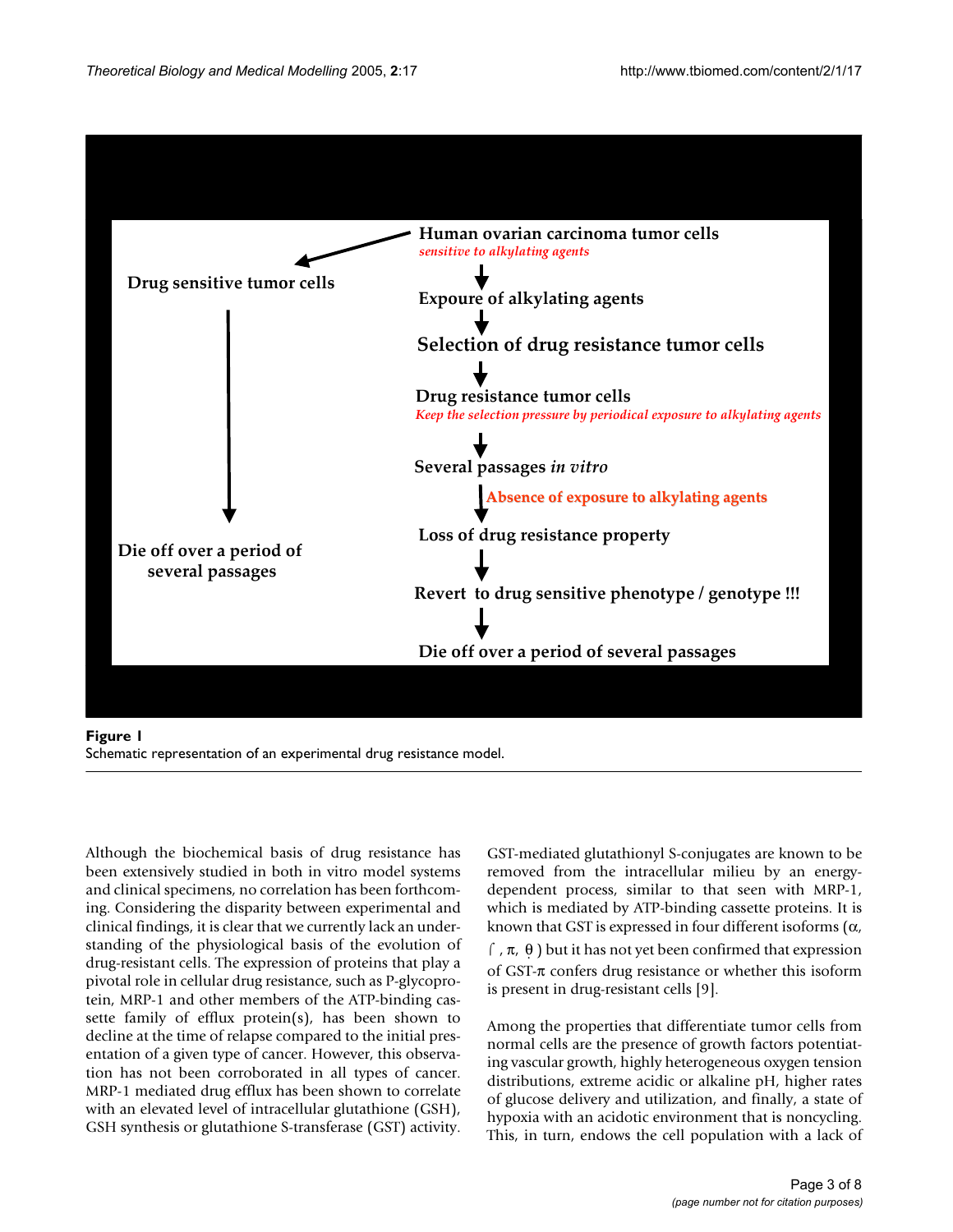Human ovarian carcinoma tumor cells
*sensitive to alkylating agents*

→ Drug sensitive tumor cells → Die off over a period of several passages

↓ Expoure of alkylating agents

↓ Selection of drug resistance tumor cells

↓ Drug resistance tumor cells
*Keep the selection pressure by periodical exposure to alkylating agents*

↓ Several passages *in vitro*

↓ **Absence of exposure to alkylating agents**

Loss of drug resistance property

↓ Revert to drug sensitive phenotype / genotype !!!

↓ Die off over a period of several passages

**Figure 1**
Schematic representation of an experimental drug resistance model.

Although the biochemical basis of drug resistance has been extensively studied in both in vitro model systems and clinical specimens, no correlation has been forthcoming. Considering the disparity between experimental and clinical findings, it is clear that we currently lack an understanding of the physiological basis of the evolution of drug-resistant cells. The expression of proteins that play a pivotal role in cellular drug resistance, such as P-glycoprotein, MRP-1 and other members of the ATP-binding cassette family of efflux protein(s), has been shown to decline at the time of relapse compared to the initial presentation of a given type of cancer. However, this observation has not been corroborated in all types of cancer. MRP-1 mediated drug efflux has been shown to correlate with an elevated level of intracellular glutathione (GSH), GSH synthesis or glutathione S-transferase (GST) activity. GST-mediated glutathionyl S-conjugates are known to be removed from the intracellular milieu by an energy-dependent process, similar to that seen with MRP-1, which is mediated by ATP-binding cassette proteins. It is known that GST is expressed in four different isoforms (α, ⌠, π, θ) but it has not yet been confirmed that expression of GST-π confers drug resistance or whether this isoform is present in drug-resistant cells [9].

Among the properties that differentiate tumor cells from normal cells are the presence of growth factors potentiating vascular growth, highly heterogeneous oxygen tension distributions, extreme acidic or alkaline pH, higher rates of glucose delivery and utilization, and finally, a state of hypoxia with an acidotic environment that is noncycling. This, in turn, endows the cell population with a lack of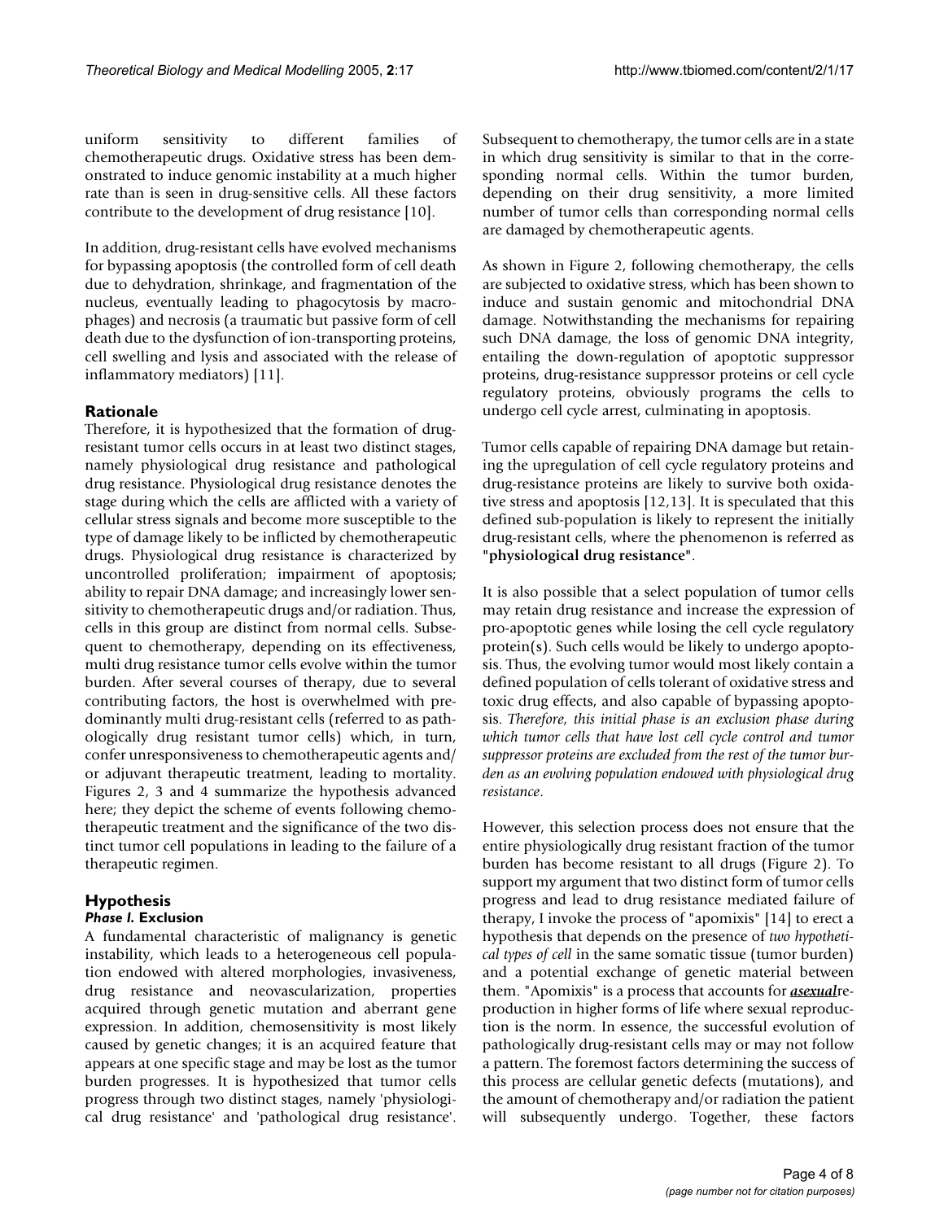uniform sensitivity to different families of chemotherapeutic drugs. Oxidative stress has been demonstrated to induce genomic instability at a much higher rate than is seen in drug-sensitive cells. All these factors contribute to the development of drug resistance [10].

In addition, drug-resistant cells have evolved mechanisms for bypassing apoptosis (the controlled form of cell death due to dehydration, shrinkage, and fragmentation of the nucleus, eventually leading to phagocytosis by macrophages) and necrosis (a traumatic but passive form of cell death due to the dysfunction of ion-transporting proteins, cell swelling and lysis and associated with the release of inflammatory mediators) [11].

## Rationale

Therefore, it is hypothesized that the formation of drug-resistant tumor cells occurs in at least two distinct stages, namely physiological drug resistance and pathological drug resistance. Physiological drug resistance denotes the stage during which the cells are afflicted with a variety of cellular stress signals and become more susceptible to the type of damage likely to be inflicted by chemotherapeutic drugs. Physiological drug resistance is characterized by uncontrolled proliferation; impairment of apoptosis; ability to repair DNA damage; and increasingly lower sensitivity to chemotherapeutic drugs and/or radiation. Thus, cells in this group are distinct from normal cells. Subsequent to chemotherapy, depending on its effectiveness, multi drug resistance tumor cells evolve within the tumor burden. After several courses of therapy, due to several contributing factors, the host is overwhelmed with predominantly multi drug-resistant cells (referred to as pathologically drug resistant tumor cells) which, in turn, confer unresponsiveness to chemotherapeutic agents and/or adjuvant therapeutic treatment, leading to mortality. Figures 2, 3 and 4 summarize the hypothesis advanced here; they depict the scheme of events following chemotherapeutic treatment and the significance of the two distinct tumor cell populations in leading to the failure of a therapeutic regimen.

## Hypothesis

### *Phase I.* Exclusion

A fundamental characteristic of malignancy is genetic instability, which leads to a heterogeneous cell population endowed with altered morphologies, invasiveness, drug resistance and neovascularization, properties acquired through genetic mutation and aberrant gene expression. In addition, chemosensitivity is most likely caused by genetic changes; it is an acquired feature that appears at one specific stage and may be lost as the tumor burden progresses. It is hypothesized that tumor cells progress through two distinct stages, namely 'physiological drug resistance' and 'pathological drug resistance'. Subsequent to chemotherapy, the tumor cells are in a state in which drug sensitivity is similar to that in the corresponding normal cells. Within the tumor burden, depending on their drug sensitivity, a more limited number of tumor cells than corresponding normal cells are damaged by chemotherapeutic agents.

As shown in Figure 2, following chemotherapy, the cells are subjected to oxidative stress, which has been shown to induce and sustain genomic and mitochondrial DNA damage. Notwithstanding the mechanisms for repairing such DNA damage, the loss of genomic DNA integrity, entailing the down-regulation of apoptotic suppressor proteins, drug-resistance suppressor proteins or cell cycle regulatory proteins, obviously programs the cells to undergo cell cycle arrest, culminating in apoptosis.

Tumor cells capable of repairing DNA damage but retaining the upregulation of cell cycle regulatory proteins and drug-resistance proteins are likely to survive both oxidative stress and apoptosis [12,13]. It is speculated that this defined sub-population is likely to represent the initially drug-resistant cells, where the phenomenon is referred as **"physiological drug resistance"**.

It is also possible that a select population of tumor cells may retain drug resistance and increase the expression of pro-apoptotic genes while losing the cell cycle regulatory protein(s). Such cells would be likely to undergo apoptosis. Thus, the evolving tumor would most likely contain a defined population of cells tolerant of oxidative stress and toxic drug effects, and also capable of bypassing apoptosis. *Therefore, this initial phase is an exclusion phase during which tumor cells that have lost cell cycle control and tumor suppressor proteins are excluded from the rest of the tumor burden as an evolving population endowed with physiological drug resistance*.

However, this selection process does not ensure that the entire physiologically drug resistant fraction of the tumor burden has become resistant to all drugs (Figure 2). To support my argument that two distinct form of tumor cells progress and lead to drug resistance mediated failure of therapy, I invoke the process of "apomixis" [14] to erect a hypothesis that depends on the presence of *two hypothetical types of cell* in the same somatic tissue (tumor burden) and a potential exchange of genetic material between them. "Apomixis" is a process that accounts for ***asexual***reproduction in higher forms of life where sexual reproduction is the norm. In essence, the successful evolution of pathologically drug-resistant cells may or may not follow a pattern. The foremost factors determining the success of this process are cellular genetic defects (mutations), and the amount of chemotherapy and/or radiation the patient will subsequently undergo. Together, these factors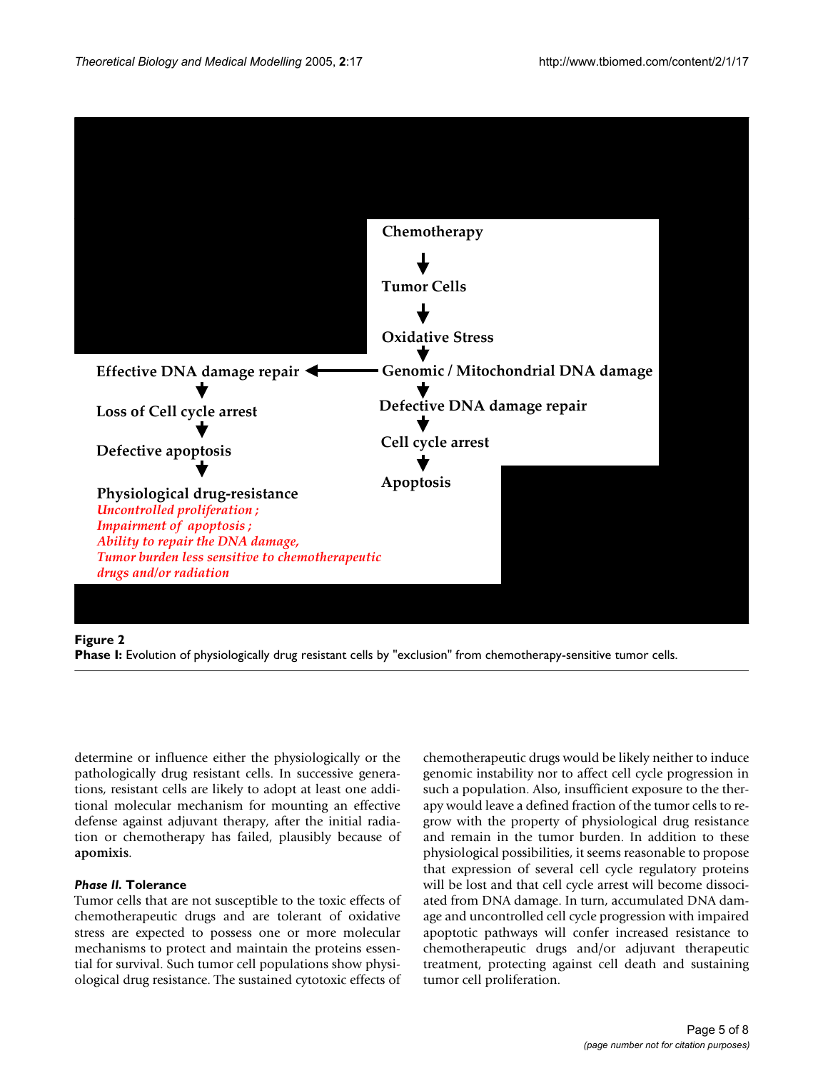Chemotherapy

↓

Tumor Cells

↓

Oxidative Stress

↓

Genomic / Mitochondrial DNA damage → Effective DNA damage repair

↓

Defective DNA damage repair

↓

Cell cycle arrest

↓

Apoptosis

Effective DNA damage repair

↓

Loss of Cell cycle arrest

↓

Defective apoptosis

↓

Physiological drug-resistance

*Uncontrolled proliferation ;*
*Impairment of apoptosis ;*
*Ability to repair the DNA damage,*
*Tumor burden less sensitive to chemotherapeutic drugs and/or radiation*

**Figure 2**
**Phase I:** Evolution of physiologically drug resistant cells by "exclusion" from chemotherapy-sensitive tumor cells.

determine or influence either the physiologically or the pathologically drug resistant cells. In successive generations, resistant cells are likely to adopt at least one additional molecular mechanism for mounting an effective defense against adjuvant therapy, after the initial radiation or chemotherapy has failed, plausibly because of **apomixis**.

#### *Phase II.* Tolerance

Tumor cells that are not susceptible to the toxic effects of chemotherapeutic drugs and are tolerant of oxidative stress are expected to possess one or more molecular mechanisms to protect and maintain the proteins essential for survival. Such tumor cell populations show physiological drug resistance. The sustained cytotoxic effects of chemotherapeutic drugs would be likely neither to induce genomic instability nor to affect cell cycle progression in such a population. Also, insufficient exposure to the therapy would leave a defined fraction of the tumor cells to regrow with the property of physiological drug resistance and remain in the tumor burden. In addition to these physiological possibilities, it seems reasonable to propose that expression of several cell cycle regulatory proteins will be lost and that cell cycle arrest will become dissociated from DNA damage. In turn, accumulated DNA damage and uncontrolled cell cycle progression with impaired apoptotic pathways will confer increased resistance to chemotherapeutic drugs and/or adjuvant therapeutic treatment, protecting against cell death and sustaining tumor cell proliferation.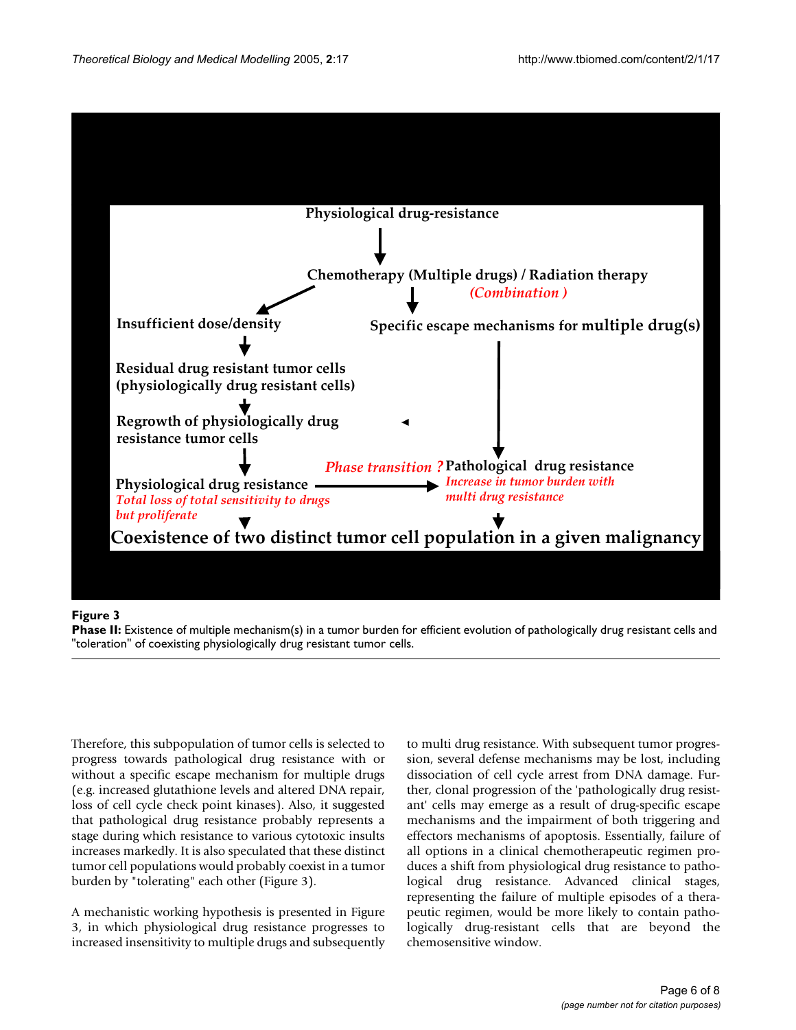Physiological drug-resistance

Chemotherapy (Multiple drugs) / Radiation therapy *(Combination )*

Insufficient dose/density

Specific escape mechanisms for multiple drug(s)

Residual drug resistant tumor cells (physiologically drug resistant cells)

Regrowth of physiologically drug resistance tumor cells

Physiological drug resistance *Total loss of total sensitivity to drugs but proliferate*

*Phase transition ?* Pathological drug resistance *Increase in tumor burden with multi drug resistance*

Coexistence of two distinct tumor cell population in a given malignancy

**Figure 3**

**Phase II:** Existence of multiple mechanism(s) in a tumor burden for efficient evolution of pathologically drug resistant cells and "toleration" of coexisting physiologically drug resistant tumor cells.

Therefore, this subpopulation of tumor cells is selected to progress towards pathological drug resistance with or without a specific escape mechanism for multiple drugs (e.g. increased glutathione levels and altered DNA repair, loss of cell cycle check point kinases). Also, it suggested that pathological drug resistance probably represents a stage during which resistance to various cytotoxic insults increases markedly. It is also speculated that these distinct tumor cell populations would probably coexist in a tumor burden by "tolerating" each other (Figure 3).

A mechanistic working hypothesis is presented in Figure 3, in which physiological drug resistance progresses to increased insensitivity to multiple drugs and subsequently to multi drug resistance. With subsequent tumor progression, several defense mechanisms may be lost, including dissociation of cell cycle arrest from DNA damage. Further, clonal progression of the 'pathologically drug resistant' cells may emerge as a result of drug-specific escape mechanisms and the impairment of both triggering and effectors mechanisms of apoptosis. Essentially, failure of all options in a clinical chemotherapeutic regimen produces a shift from physiological drug resistance to pathological drug resistance. Advanced clinical stages, representing the failure of multiple episodes of a therapeutic regimen, would be more likely to contain pathologically drug-resistant cells that are beyond the chemosensitive window.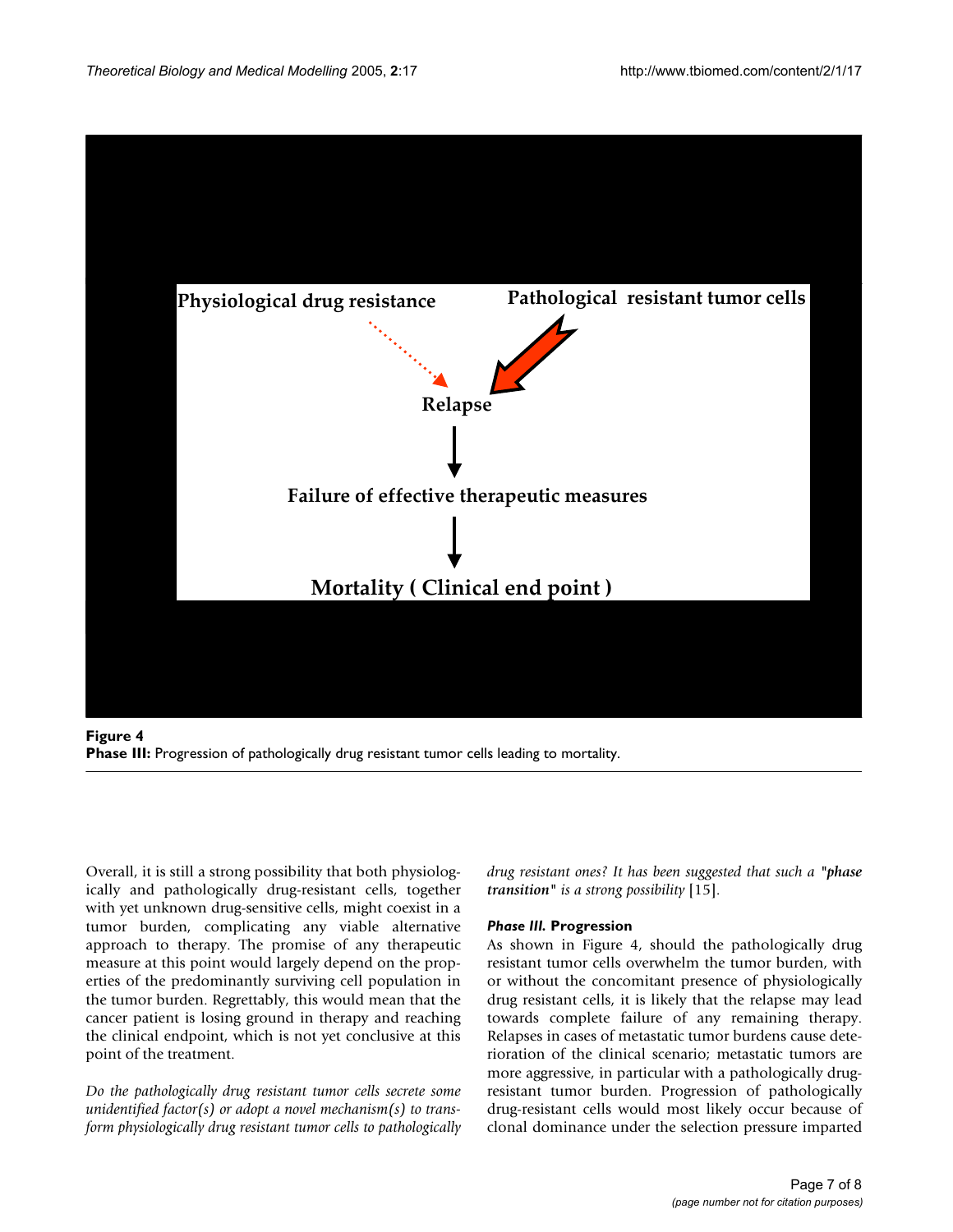Physiological drug resistance

Pathological resistant tumor cells

Relapse

Failure of effective therapeutic measures

Mortality ( Clinical end point )

**Figure 4**
**Phase III:** Progression of pathologically drug resistant tumor cells leading to mortality.

Overall, it is still a strong possibility that both physiologically and pathologically drug-resistant cells, together with yet unknown drug-sensitive cells, might coexist in a tumor burden, complicating any viable alternative approach to therapy. The promise of any therapeutic measure at this point would largely depend on the properties of the predominantly surviving cell population in the tumor burden. Regrettably, this would mean that the cancer patient is losing ground in therapy and reaching the clinical endpoint, which is not yet conclusive at this point of the treatment.

*Do the pathologically drug resistant tumor cells secrete some unidentified factor(s) or adopt a novel mechanism(s) to transform physiologically drug resistant tumor cells to pathologically drug resistant ones? It has been suggested that such a **"phase transition"** is a strong possibility* [15].

#### *Phase III.* Progression

As shown in Figure 4, should the pathologically drug resistant tumor cells overwhelm the tumor burden, with or without the concomitant presence of physiologically drug resistant cells, it is likely that the relapse may lead towards complete failure of any remaining therapy. Relapses in cases of metastatic tumor burdens cause deterioration of the clinical scenario; metastatic tumors are more aggressive, in particular with a pathologically drug-resistant tumor burden. Progression of pathologically drug-resistant cells would most likely occur because of clonal dominance under the selection pressure imparted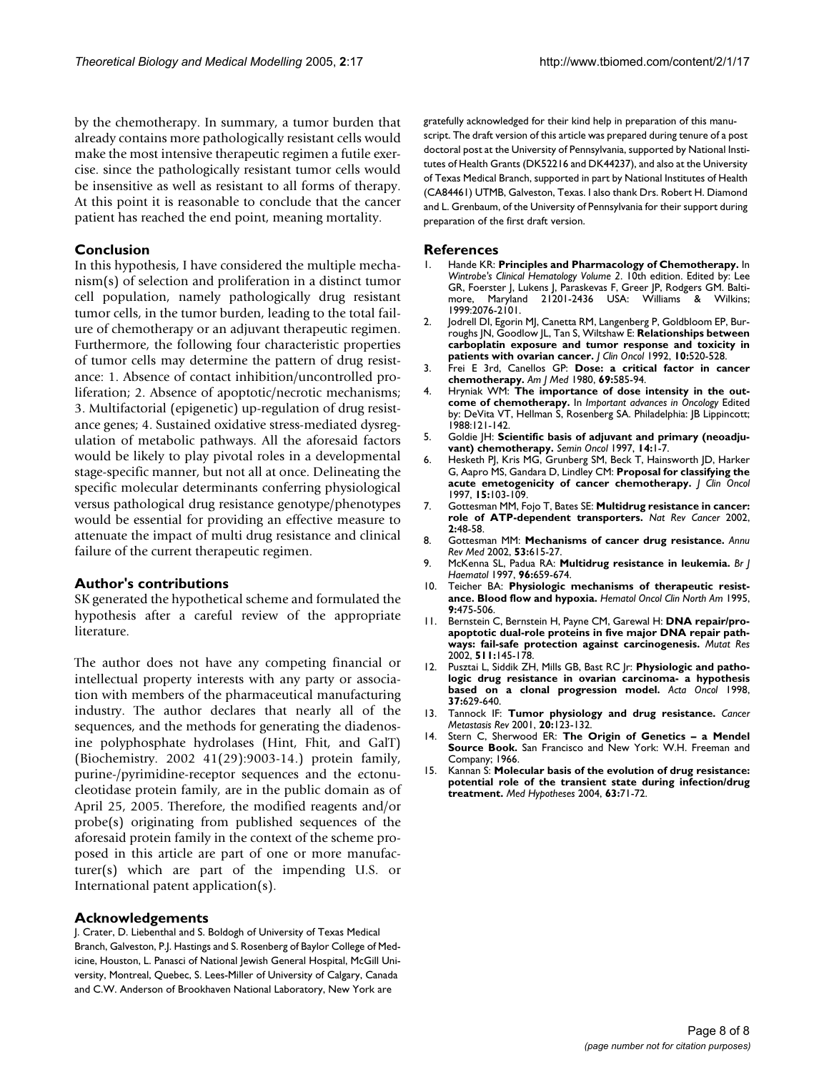by the chemotherapy. In summary, a tumor burden that already contains more pathologically resistant cells would make the most intensive therapeutic regimen a futile exercise. since the pathologically resistant tumor cells would be insensitive as well as resistant to all forms of therapy. At this point it is reasonable to conclude that the cancer patient has reached the end point, meaning mortality.

## Conclusion

In this hypothesis, I have considered the multiple mechanism(s) of selection and proliferation in a distinct tumor cell population, namely pathologically drug resistant tumor cells, in the tumor burden, leading to the total failure of chemotherapy or an adjuvant therapeutic regimen. Furthermore, the following four characteristic properties of tumor cells may determine the pattern of drug resistance: 1. Absence of contact inhibition/uncontrolled proliferation; 2. Absence of apoptotic/necrotic mechanisms; 3. Multifactorial (epigenetic) up-regulation of drug resistance genes; 4. Sustained oxidative stress-mediated dysregulation of metabolic pathways. All the aforesaid factors would be likely to play pivotal roles in a developmental stage-specific manner, but not all at once. Delineating the specific molecular determinants conferring physiological versus pathological drug resistance genotype/phenotypes would be essential for providing an effective measure to attenuate the impact of multi drug resistance and clinical failure of the current therapeutic regimen.

## Author's contributions

SK generated the hypothetical scheme and formulated the hypothesis after a careful review of the appropriate literature.

The author does not have any competing financial or intellectual property interests with any party or association with members of the pharmaceutical manufacturing industry. The author declares that nearly all of the sequences, and the methods for generating the diadenosine polyphosphate hydrolases (Hint, Fhit, and GalT) (Biochemistry. 2002 41(29):9003-14.) protein family, purine-/pyrimidine-receptor sequences and the ectonucleotidase protein family, are in the public domain as of April 25, 2005. Therefore, the modified reagents and/or probe(s) originating from published sequences of the aforesaid protein family in the context of the scheme proposed in this article are part of one or more manufacturer(s) which are part of the impending U.S. or International patent application(s).

## Acknowledgements

J. Crater, D. Liebenthal and S. Boldogh of University of Texas Medical Branch, Galveston, P.J. Hastings and S. Rosenberg of Baylor College of Medicine, Houston, L. Panasci of National Jewish General Hospital, McGill University, Montreal, Quebec, S. Lees-Miller of University of Calgary, Canada and C.W. Anderson of Brookhaven National Laboratory, New York are gratefully acknowledged for their kind help in preparation of this manuscript. The draft version of this article was prepared during tenure of a post doctoral post at the University of Pennsylvania, supported by National Institutes of Health Grants (DK52216 and DK44237), and also at the University of Texas Medical Branch, supported in part by National Institutes of Health (CA84461) UTMB, Galveston, Texas. I also thank Drs. Robert H. Diamond and L. Grenbaum, of the University of Pennsylvania for their support during preparation of the first draft version.

## References

1. Hande KR: **Principles and Pharmacology of Chemotherapy.** In *Wintrobe's Clinical Hematology Volume 2*. 10th edition. Edited by: Lee GR, Foerster J, Lukens J, Paraskevas F, Greer JP, Rodgers GM. Baltimore, Maryland 21201-2436 USA: Williams & Wilkins; 1999:2076-2101.
2. Jodrell DI, Egorin MJ, Canetta RM, Langenberg P, Goldbloom EP, Burroughs JN, Goodlow JL, Tan S, Wiltshaw E: **Relationships between carboplatin exposure and tumor response and toxicity in patients with ovarian cancer.** *J Clin Oncol* 1992, **10:**520-528.
3. Frei E 3rd, Canellos GP: **Dose: a critical factor in cancer chemotherapy.** *Am J Med* 1980, **69:**585-94.
4. Hryniak WM: **The importance of dose intensity in the outcome of chemotherapy.** In *Important advances in Oncology* Edited by: DeVita VT, Hellman S, Rosenberg SA. Philadelphia: JB Lippincott; 1988:121-142.
5. Goldie JH: **Scientific basis of adjuvant and primary (neoadjuvant) chemotherapy.** *Semin Oncol* 1997, **14:**1-7.
6. Hesketh PJ, Kris MG, Grunberg SM, Beck T, Hainsworth JD, Harker G, Aapro MS, Gandara D, Lindley CM: **Proposal for classifying the acute emetogenicity of cancer chemotherapy.** *J Clin Oncol* 1997, **15:**103-109.
7. Gottesman MM, Fojo T, Bates SE: **Multidrug resistance in cancer: role of ATP-dependent transporters.** *Nat Rev Cancer* 2002, **2:**48-58.
8. Gottesman MM: **Mechanisms of cancer drug resistance.** *Annu Rev Med* 2002, **53:**615-27.
9. McKenna SL, Padua RA: **Multidrug resistance in leukemia.** *Br J Haematol* 1997, **96:**659-674.
10. Teicher BA: **Physiologic mechanisms of therapeutic resistance. Blood flow and hypoxia.** *Hematol Oncol Clin North Am* 1995, **9:**475-506.
11. Bernstein C, Bernstein H, Payne CM, Garewal H: **DNA repair/pro-apoptotic dual-role proteins in five major DNA repair pathways: fail-safe protection against carcinogenesis.** *Mutat Res* 2002, **511:**145-178.
12. Pusztai L, Siddik ZH, Mills GB, Bast RC Jr: **Physiologic and pathologic drug resistance in ovarian carcinoma- a hypothesis based on a clonal progression model.** *Acta Oncol* 1998, **37:**629-640.
13. Tannock IF: **Tumor physiology and drug resistance.** *Cancer Metastasis Rev* 2001, **20:**123-132.
14. Stern C, Sherwood ER: **The Origin of Genetics – a Mendel Source Book.** San Francisco and New York: W.H. Freeman and Company; 1966.
15. Kannan S: **Molecular basis of the evolution of drug resistance: potential role of the transient state during infection/drug treatment.** *Med Hypotheses* 2004, **63:**71-72.